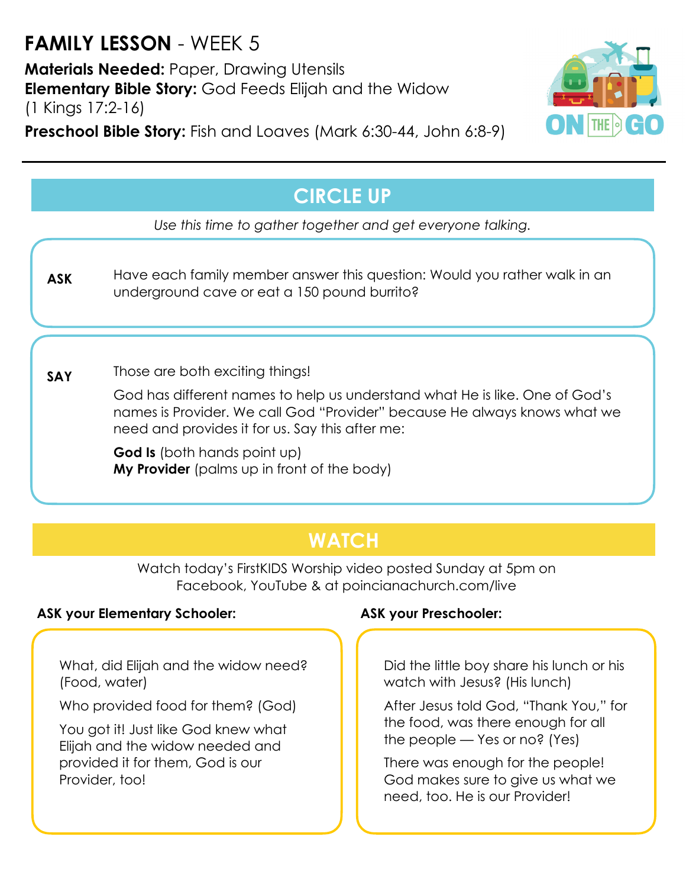# **FAMILY LESSON** - WEEK 5

**Materials Needed:** Paper, Drawing Utensils
**Elementary Bible Story:** God Feeds Elijah and the Widow (1 Kings 17:2-16)
**Preschool Bible Story:** Fish and Loaves (Mark 6:30-44, John 6:8-9)

ON THE GO

## CIRCLE UP

*Use this time to gather together and get everyone talking.*

**ASK** Have each family member answer this question: Would you rather walk in an underground cave or eat a 150 pound burrito?

**SAY** Those are both exciting things!

God has different names to help us understand what He is like. One of God's names is Provider. We call God "Provider" because He always knows what we need and provides it for us. Say this after me:

**God Is** (both hands point up)
**My Provider** (palms up in front of the body)

## WATCH

Watch today's FirstKIDS Worship video posted Sunday at 5pm on Facebook, YouTube & at poincianachurch.com/live

**ASK your Elementary Schooler:**

What, did Elijah and the widow need? (Food, water)

Who provided food for them? (God)

You got it! Just like God knew what Elijah and the widow needed and provided it for them, God is our Provider, too!

**ASK your Preschooler:**

Did the little boy share his lunch or his watch with Jesus? (His lunch)

After Jesus told God, "Thank You," for the food, was there enough for all the people — Yes or no? (Yes)

There was enough for the people! God makes sure to give us what we need, too. He is our Provider!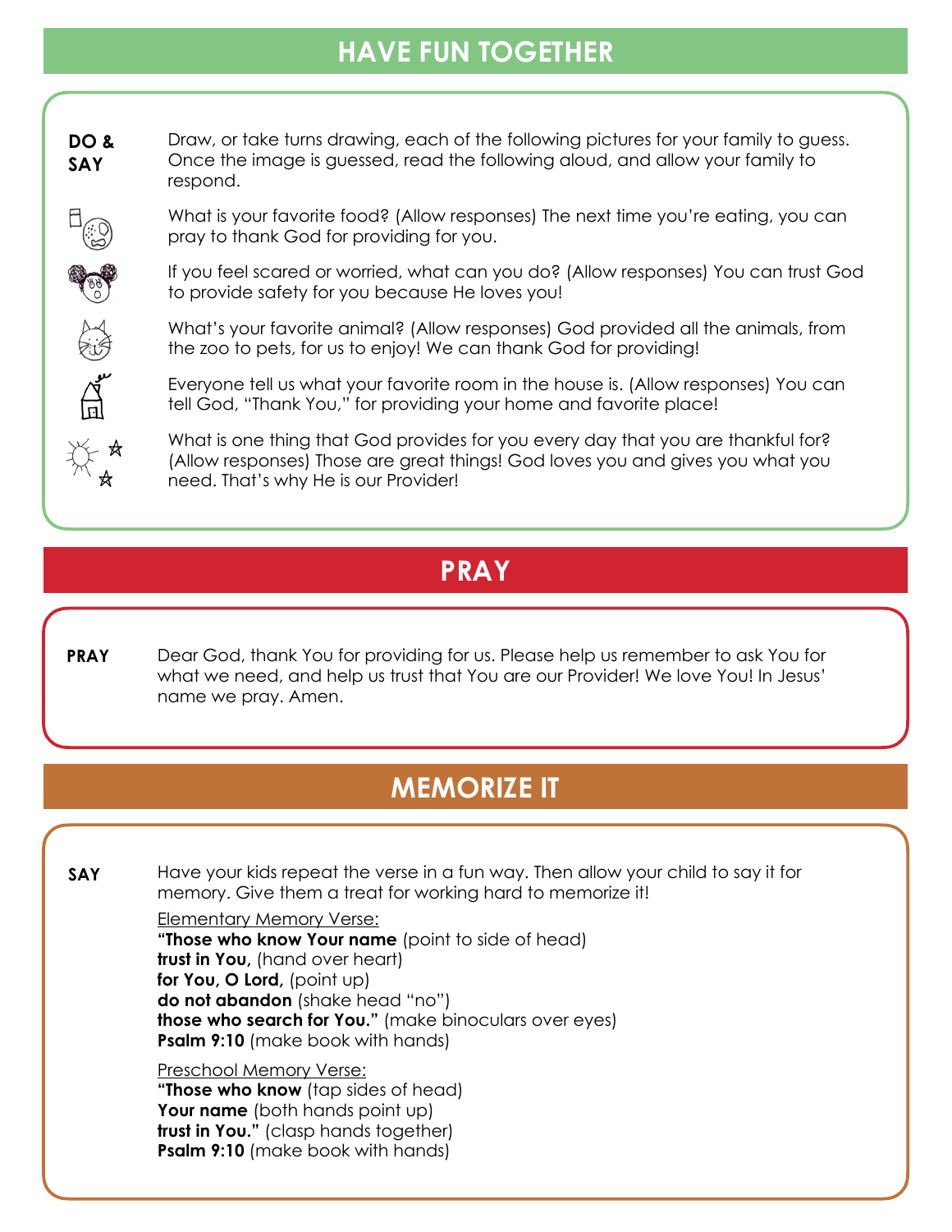## HAVE FUN TOGETHER

**DO & SAY** Draw, or take turns drawing, each of the following pictures for your family to guess. Once the image is guessed, read the following aloud, and allow your family to respond.

What is your favorite food? (Allow responses) The next time you're eating, you can pray to thank God for providing for you.

If you feel scared or worried, what can you do? (Allow responses) You can trust God to provide safety for you because He loves you!

What's your favorite animal? (Allow responses) God provided all the animals, from the zoo to pets, for us to enjoy! We can thank God for providing!

Everyone tell us what your favorite room in the house is. (Allow responses) You can tell God, "Thank You," for providing your home and favorite place!

What is one thing that God provides for you every day that you are thankful for? (Allow responses) Those are great things! God loves you and gives you what you need. That's why He is our Provider!

## PRAY

**PRAY** Dear God, thank You for providing for us. Please help us remember to ask You for what we need, and help us trust that You are our Provider! We love You! In Jesus' name we pray. Amen.

## MEMORIZE IT

**SAY** Have your kids repeat the verse in a fun way. Then allow your child to say it for memory. Give them a treat for working hard to memorize it!

Elementary Memory Verse:
**"Those who know Your name** (point to side of head)
**trust in You,** (hand over heart)
**for You, O Lord,** (point up)
**do not abandon** (shake head "no")
**those who search for You."** (make binoculars over eyes)
**Psalm 9:10** (make book with hands)

Preschool Memory Verse:
**"Those who know** (tap sides of head)
**Your name** (both hands point up)
**trust in You."** (clasp hands together)
**Psalm 9:10** (make book with hands)